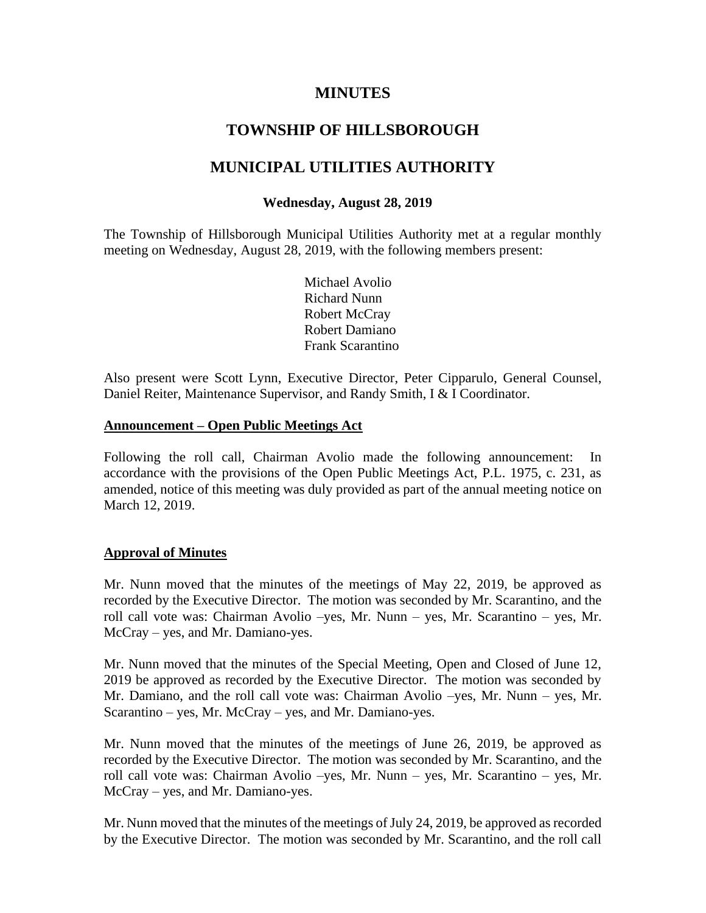# MINUTES

# TOWNSHIP OF HILLSBOROUGH

# MUNICIPAL UTILITIES AUTHORITY

### Wednesday, August 28, 2019

The Township of Hillsborough Municipal Utilities Authority met at a regular monthly meeting on Wednesday, August 28, 2019, with the following members present:

Michael Avolio
Richard Nunn
Robert McCray
Robert Damiano
Frank Scarantino

Also present were Scott Lynn, Executive Director, Peter Cipparulo, General Counsel, Daniel Reiter, Maintenance Supervisor, and Randy Smith, I & I Coordinator.

**Announcement – Open Public Meetings Act**

Following the roll call, Chairman Avolio made the following announcement: In accordance with the provisions of the Open Public Meetings Act, P.L. 1975, c. 231, as amended, notice of this meeting was duly provided as part of the annual meeting notice on March 12, 2019.

**Approval of Minutes**

Mr. Nunn moved that the minutes of the meetings of May 22, 2019, be approved as recorded by the Executive Director. The motion was seconded by Mr. Scarantino, and the roll call vote was: Chairman Avolio –yes, Mr. Nunn – yes, Mr. Scarantino – yes, Mr. McCray – yes, and Mr. Damiano-yes.

Mr. Nunn moved that the minutes of the Special Meeting, Open and Closed of June 12, 2019 be approved as recorded by the Executive Director. The motion was seconded by Mr. Damiano, and the roll call vote was: Chairman Avolio –yes, Mr. Nunn – yes, Mr. Scarantino – yes, Mr. McCray – yes, and Mr. Damiano-yes.

Mr. Nunn moved that the minutes of the meetings of June 26, 2019, be approved as recorded by the Executive Director. The motion was seconded by Mr. Scarantino, and the roll call vote was: Chairman Avolio –yes, Mr. Nunn – yes, Mr. Scarantino – yes, Mr. McCray – yes, and Mr. Damiano-yes.

Mr. Nunn moved that the minutes of the meetings of July 24, 2019, be approved as recorded by the Executive Director. The motion was seconded by Mr. Scarantino, and the roll call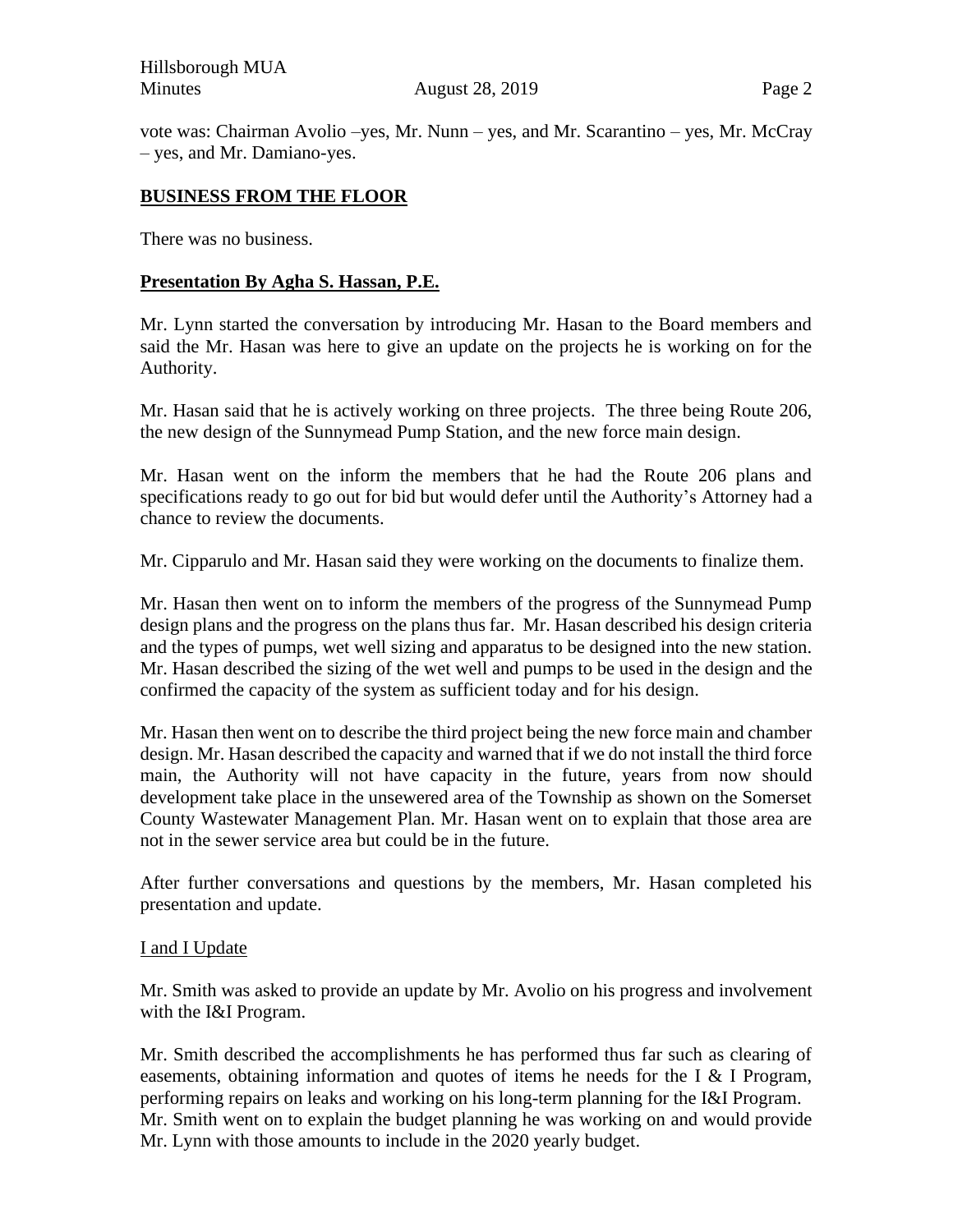vote was: Chairman Avolio –yes, Mr. Nunn – yes, and Mr. Scarantino – yes, Mr. McCray – yes, and Mr. Damiano-yes.

**BUSINESS FROM THE FLOOR**

There was no business.

**Presentation By Agha S. Hassan, P.E.**

Mr. Lynn started the conversation by introducing Mr. Hasan to the Board members and said the Mr. Hasan was here to give an update on the projects he is working on for the Authority.

Mr. Hasan said that he is actively working on three projects. The three being Route 206, the new design of the Sunnymead Pump Station, and the new force main design.

Mr. Hasan went on the inform the members that he had the Route 206 plans and specifications ready to go out for bid but would defer until the Authority's Attorney had a chance to review the documents.

Mr. Cipparulo and Mr. Hasan said they were working on the documents to finalize them.

Mr. Hasan then went on to inform the members of the progress of the Sunnymead Pump design plans and the progress on the plans thus far. Mr. Hasan described his design criteria and the types of pumps, wet well sizing and apparatus to be designed into the new station. Mr. Hasan described the sizing of the wet well and pumps to be used in the design and the confirmed the capacity of the system as sufficient today and for his design.

Mr. Hasan then went on to describe the third project being the new force main and chamber design. Mr. Hasan described the capacity and warned that if we do not install the third force main, the Authority will not have capacity in the future, years from now should development take place in the unsewered area of the Township as shown on the Somerset County Wastewater Management Plan. Mr. Hasan went on to explain that those area are not in the sewer service area but could be in the future.

After further conversations and questions by the members, Mr. Hasan completed his presentation and update.

I and I Update

Mr. Smith was asked to provide an update by Mr. Avolio on his progress and involvement with the I&I Program.

Mr. Smith described the accomplishments he has performed thus far such as clearing of easements, obtaining information and quotes of items he needs for the I & I Program, performing repairs on leaks and working on his long-term planning for the I&I Program. Mr. Smith went on to explain the budget planning he was working on and would provide Mr. Lynn with those amounts to include in the 2020 yearly budget.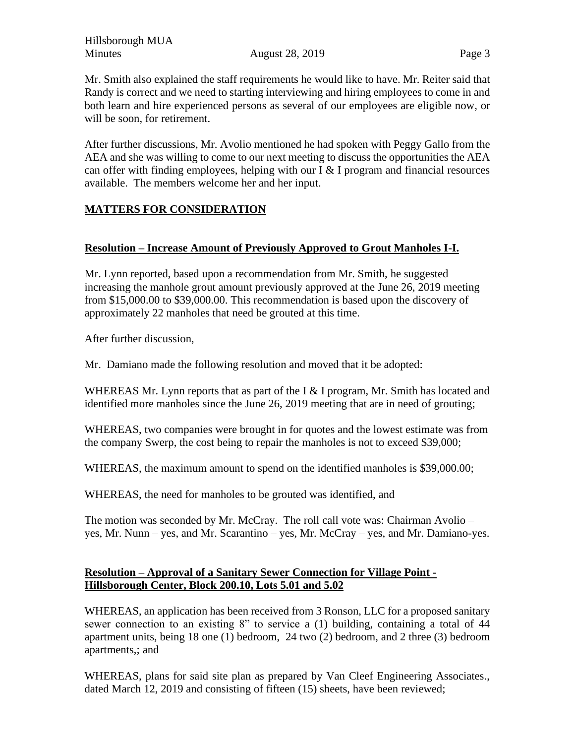Mr. Smith also explained the staff requirements he would like to have. Mr. Reiter said that Randy is correct and we need to starting interviewing and hiring employees to come in and both learn and hire experienced persons as several of our employees are eligible now, or will be soon, for retirement.

After further discussions, Mr. Avolio mentioned he had spoken with Peggy Gallo from the AEA and she was willing to come to our next meeting to discuss the opportunities the AEA can offer with finding employees, helping with our I & I program and financial resources available. The members welcome her and her input.

## MATTERS FOR CONSIDERATION

### Resolution – Increase Amount of Previously Approved to Grout Manholes I-I.

Mr. Lynn reported, based upon a recommendation from Mr. Smith, he suggested increasing the manhole grout amount previously approved at the June 26, 2019 meeting from $15,000.00 to $39,000.00. This recommendation is based upon the discovery of approximately 22 manholes that need be grouted at this time.

After further discussion,

Mr. Damiano made the following resolution and moved that it be adopted:

WHEREAS Mr. Lynn reports that as part of the I & I program, Mr. Smith has located and identified more manholes since the June 26, 2019 meeting that are in need of grouting;

WHEREAS, two companies were brought in for quotes and the lowest estimate was from the company Swerp, the cost being to repair the manholes is not to exceed $39,000;

WHEREAS, the maximum amount to spend on the identified manholes is $39,000.00;

WHEREAS, the need for manholes to be grouted was identified, and

The motion was seconded by Mr. McCray. The roll call vote was: Chairman Avolio – yes, Mr. Nunn – yes, and Mr. Scarantino – yes, Mr. McCray – yes, and Mr. Damiano-yes.

### Resolution – Approval of a Sanitary Sewer Connection for Village Point - Hillsborough Center, Block 200.10, Lots 5.01 and 5.02

WHEREAS, an application has been received from 3 Ronson, LLC for a proposed sanitary sewer connection to an existing 8" to service a (1) building, containing a total of 44 apartment units, being 18 one (1) bedroom, 24 two (2) bedroom, and 2 three (3) bedroom apartments,; and

WHEREAS, plans for said site plan as prepared by Van Cleef Engineering Associates., dated March 12, 2019 and consisting of fifteen (15) sheets, have been reviewed;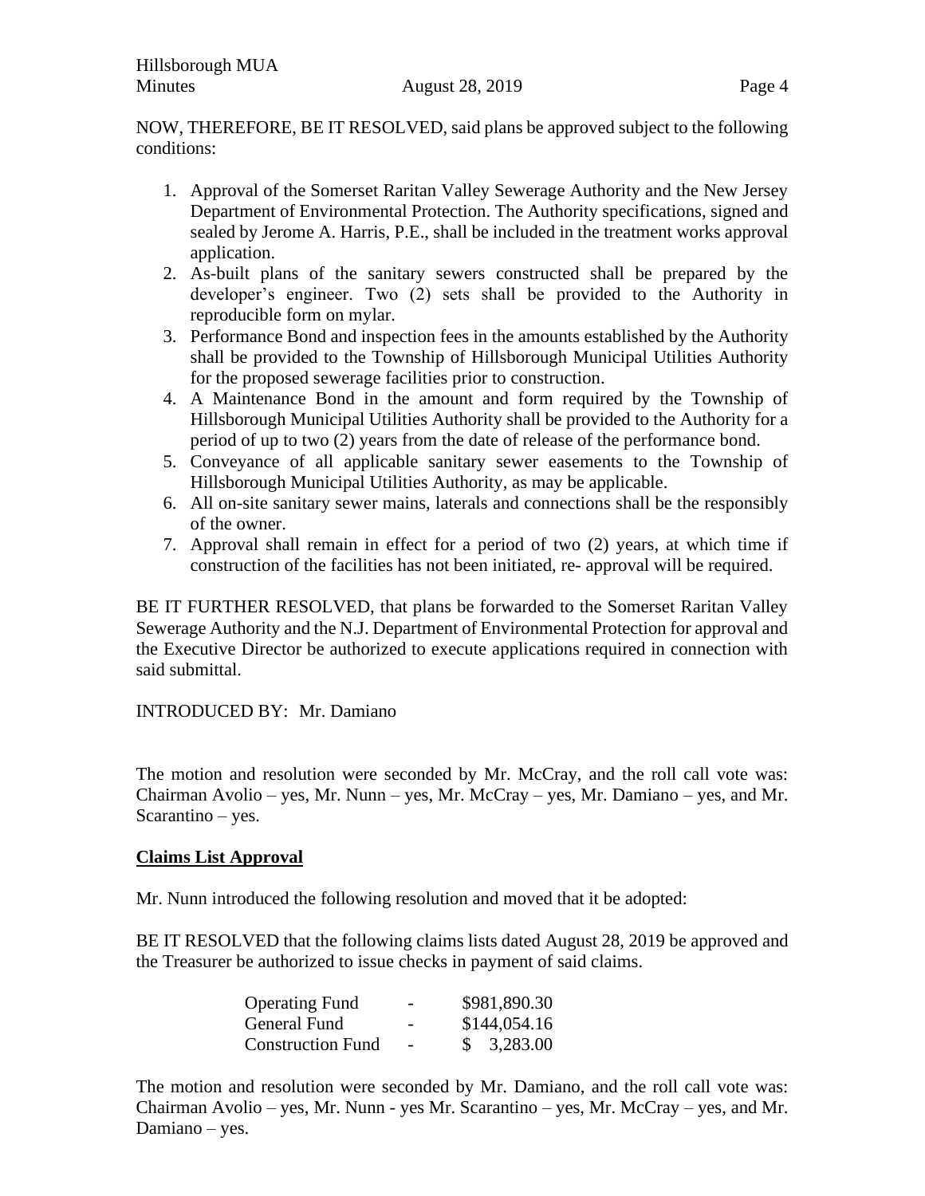NOW, THEREFORE, BE IT RESOLVED, said plans be approved subject to the following conditions:

1. Approval of the Somerset Raritan Valley Sewerage Authority and the New Jersey Department of Environmental Protection. The Authority specifications, signed and sealed by Jerome A. Harris, P.E., shall be included in the treatment works approval application.
2. As-built plans of the sanitary sewers constructed shall be prepared by the developer's engineer. Two (2) sets shall be provided to the Authority in reproducible form on mylar.
3. Performance Bond and inspection fees in the amounts established by the Authority shall be provided to the Township of Hillsborough Municipal Utilities Authority for the proposed sewerage facilities prior to construction.
4. A Maintenance Bond in the amount and form required by the Township of Hillsborough Municipal Utilities Authority shall be provided to the Authority for a period of up to two (2) years from the date of release of the performance bond.
5. Conveyance of all applicable sanitary sewer easements to the Township of Hillsborough Municipal Utilities Authority, as may be applicable.
6. All on-site sanitary sewer mains, laterals and connections shall be the responsibly of the owner.
7. Approval shall remain in effect for a period of two (2) years, at which time if construction of the facilities has not been initiated, re- approval will be required.

BE IT FURTHER RESOLVED, that plans be forwarded to the Somerset Raritan Valley Sewerage Authority and the N.J. Department of Environmental Protection for approval and the Executive Director be authorized to execute applications required in connection with said submittal.

INTRODUCED BY: Mr. Damiano

The motion and resolution were seconded by Mr. McCray, and the roll call vote was: Chairman Avolio – yes, Mr. Nunn – yes, Mr. McCray – yes, Mr. Damiano – yes, and Mr. Scarantino – yes.

**Claims List Approval**

Mr. Nunn introduced the following resolution and moved that it be adopted:

BE IT RESOLVED that the following claims lists dated August 28, 2019 be approved and the Treasurer be authorized to issue checks in payment of said claims.

| | | |
|---|---|---|
| Operating Fund | - | $981,890.30 |
| General Fund | - | $144,054.16 |
| Construction Fund | - | $ 3,283.00 |

The motion and resolution were seconded by Mr. Damiano, and the roll call vote was: Chairman Avolio – yes, Mr. Nunn - yes Mr. Scarantino – yes, Mr. McCray – yes, and Mr. Damiano – yes.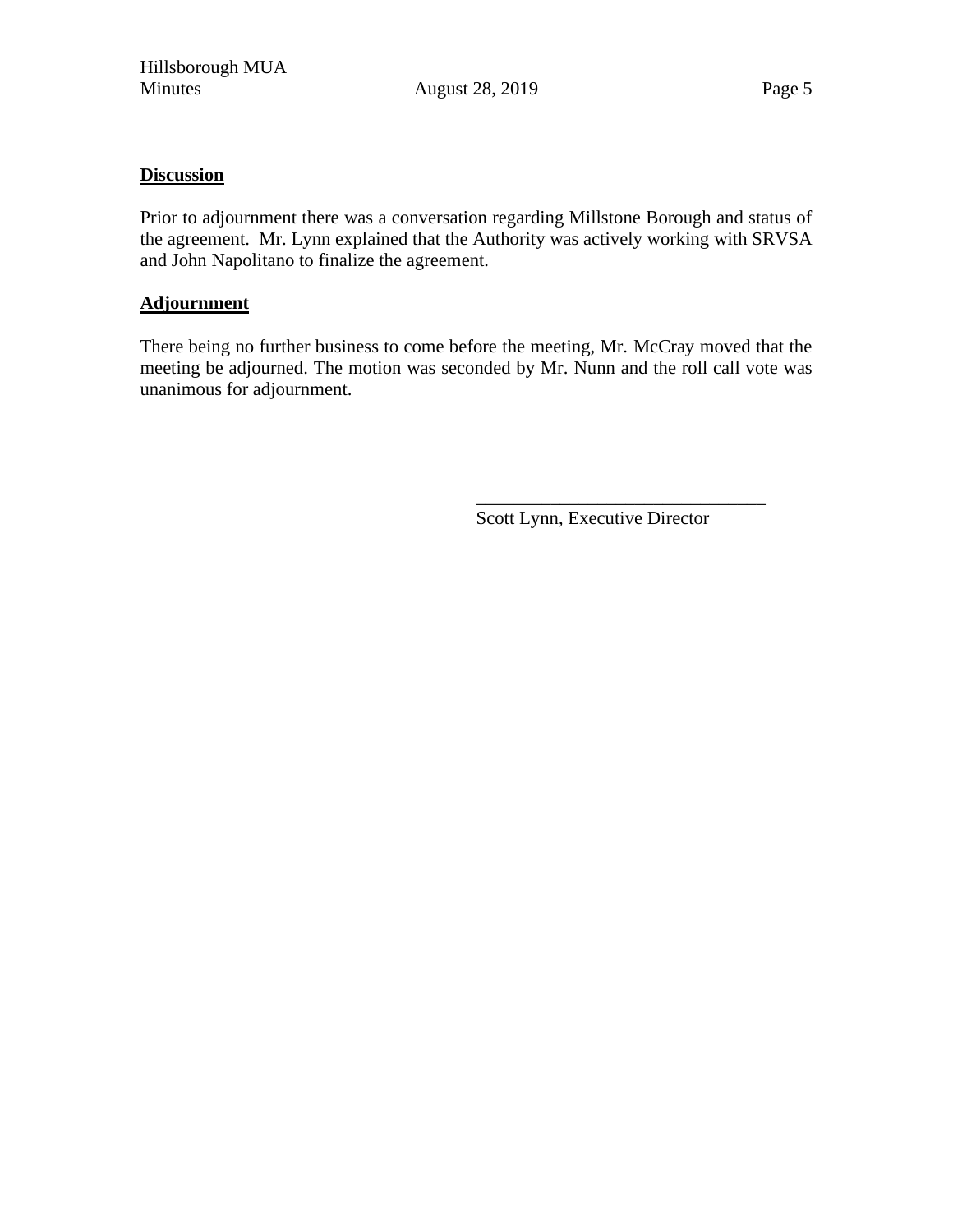**Discussion**

Prior to adjournment there was a conversation regarding Millstone Borough and status of the agreement. Mr. Lynn explained that the Authority was actively working with SRVSA and John Napolitano to finalize the agreement.

**Adjournment**

There being no further business to come before the meeting, Mr. McCray moved that the meeting be adjourned. The motion was seconded by Mr. Nunn and the roll call vote was unanimous for adjournment.

\_\_\_\_\_\_\_\_\_\_\_\_\_\_\_\_\_\_\_\_\_\_\_\_\_\_\_\_\_\_\_\_

Scott Lynn, Executive Director